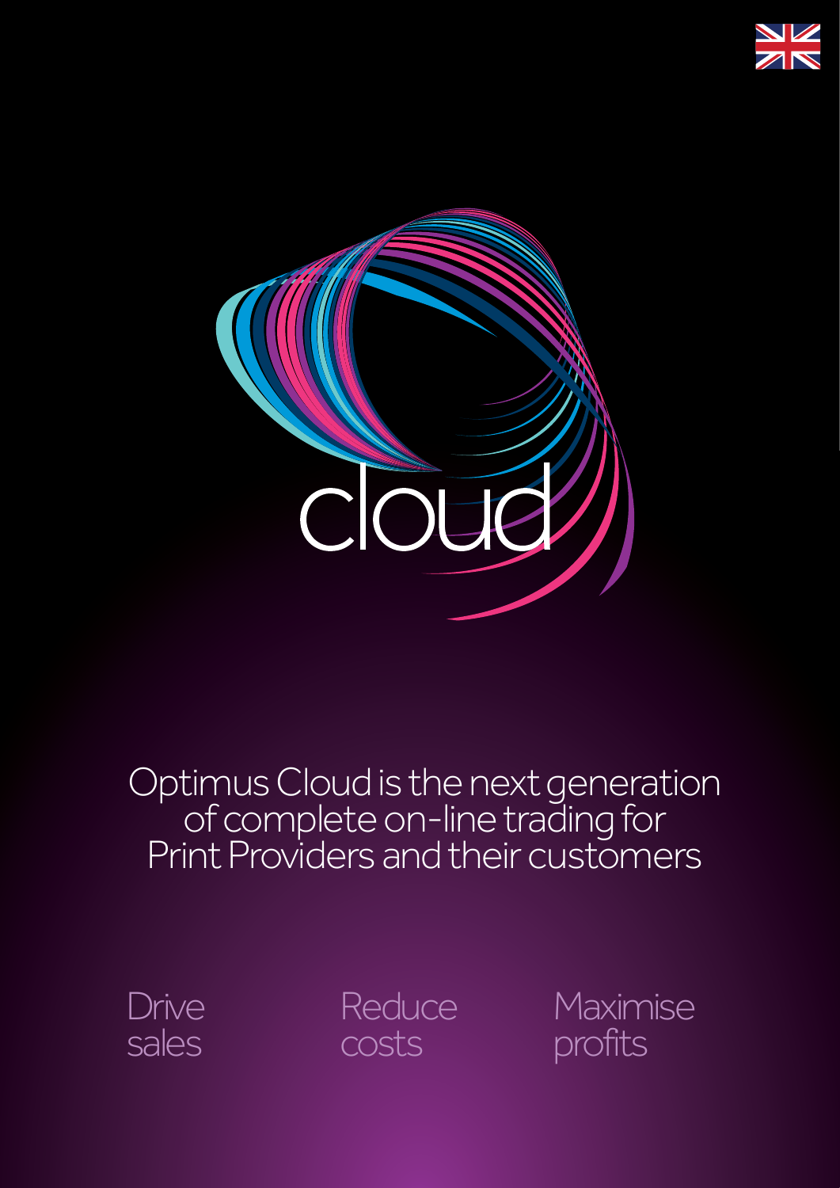# cloud

Optimus Cloud is the next generation of complete on-line trading for Print Providers and their customers

Drive sales

Reduce costs

Maximise profits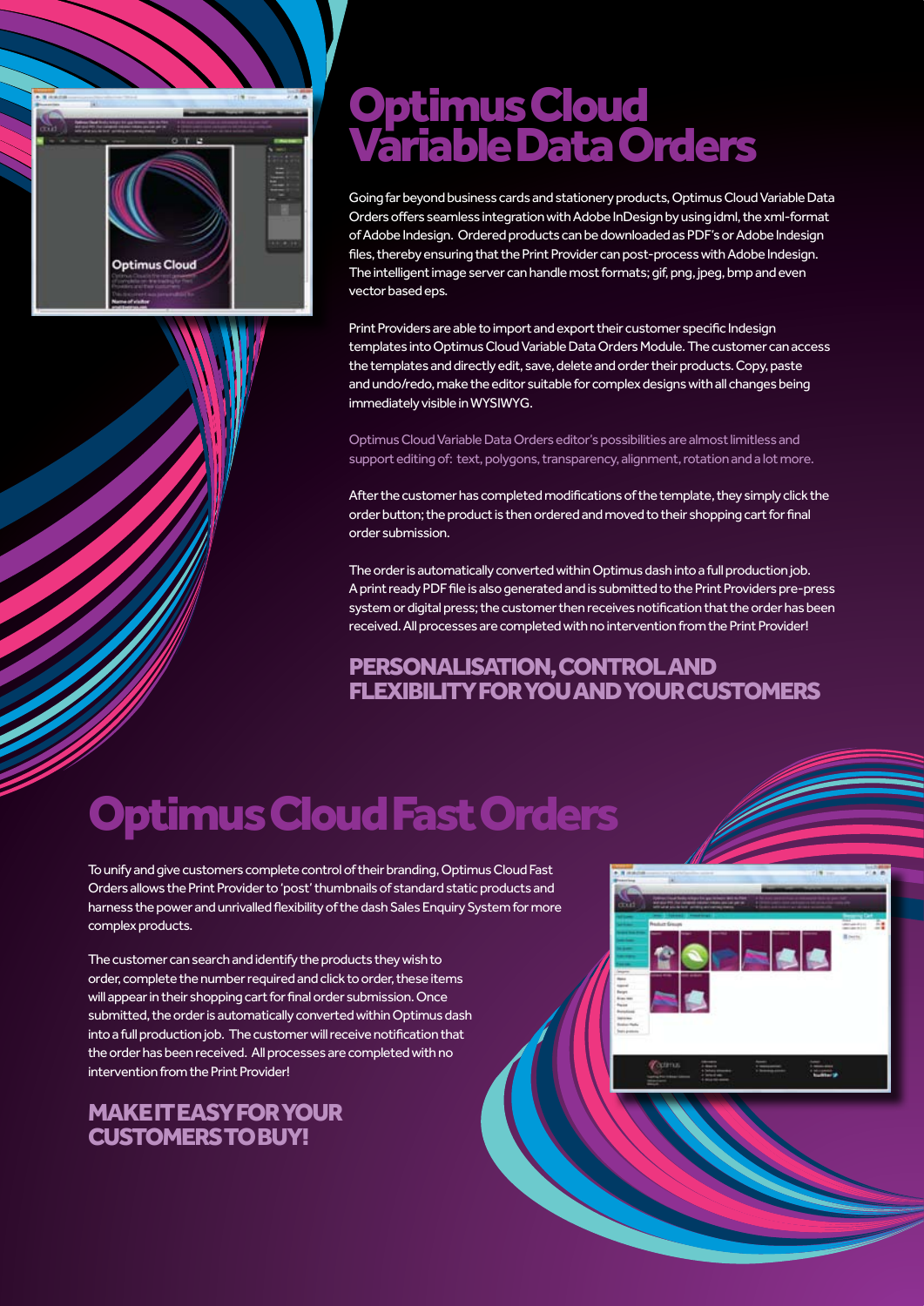# Optimus Cloud Variable Data Orders

Going far beyond business cards and stationery products, Optimus Cloud Variable Data Orders offers seamless integration with Adobe InDesign by using idml, the xml-format of Adobe Indesign. Ordered products can be downloaded as PDF's or Adobe Indesign files, thereby ensuring that the Print Provider can post-process with Adobe Indesign. The intelligent image server can handle most formats; gif, png, jpeg, bmp and even vector based eps.

Print Providers are able to import and export their customer specific Indesign templates into Optimus Cloud Variable Data Orders Module. The customer can access the templates and directly edit, save, delete and order their products. Copy, paste and undo/redo, make the editor suitable for complex designs with all changes being immediately visible in WYSIWYG.

Optimus Cloud Variable Data Orders editor's possibilities are almost limitless and support editing of: text, polygons, transparency, alignment, rotation and a lot more.

After the customer has completed modifications of the template, they simply click the order button; the product is then ordered and moved to their shopping cart for final order submission.

The order is automatically converted within Optimus dash into a full production job. A print ready PDF file is also generated and is submitted to the Print Providers pre-press system or digital press; the customer then receives notification that the order has been received. All processes are completed with no intervention from the Print Provider!

## PERSONALISATION, CONTROL AND FLEXIBILITY FOR YOU AND YOUR CUSTOMERS

# Optimus Cloud Fast Orders

To unify and give customers complete control of their branding, Optimus Cloud Fast Orders allows the Print Provider to 'post' thumbnails of standard static products and harness the power and unrivalled flexibility of the dash Sales Enquiry System for more complex products.

The customer can search and identify the products they wish to order, complete the number required and click to order, these items will appear in their shopping cart for final order submission. Once submitted, the order is automatically converted within Optimus dash into a full production job. The customer will receive notification that the order has been received. All processes are completed with no intervention from the Print Provider!

## MAKE IT EASY FOR YOUR CUSTOMERS TO BUY!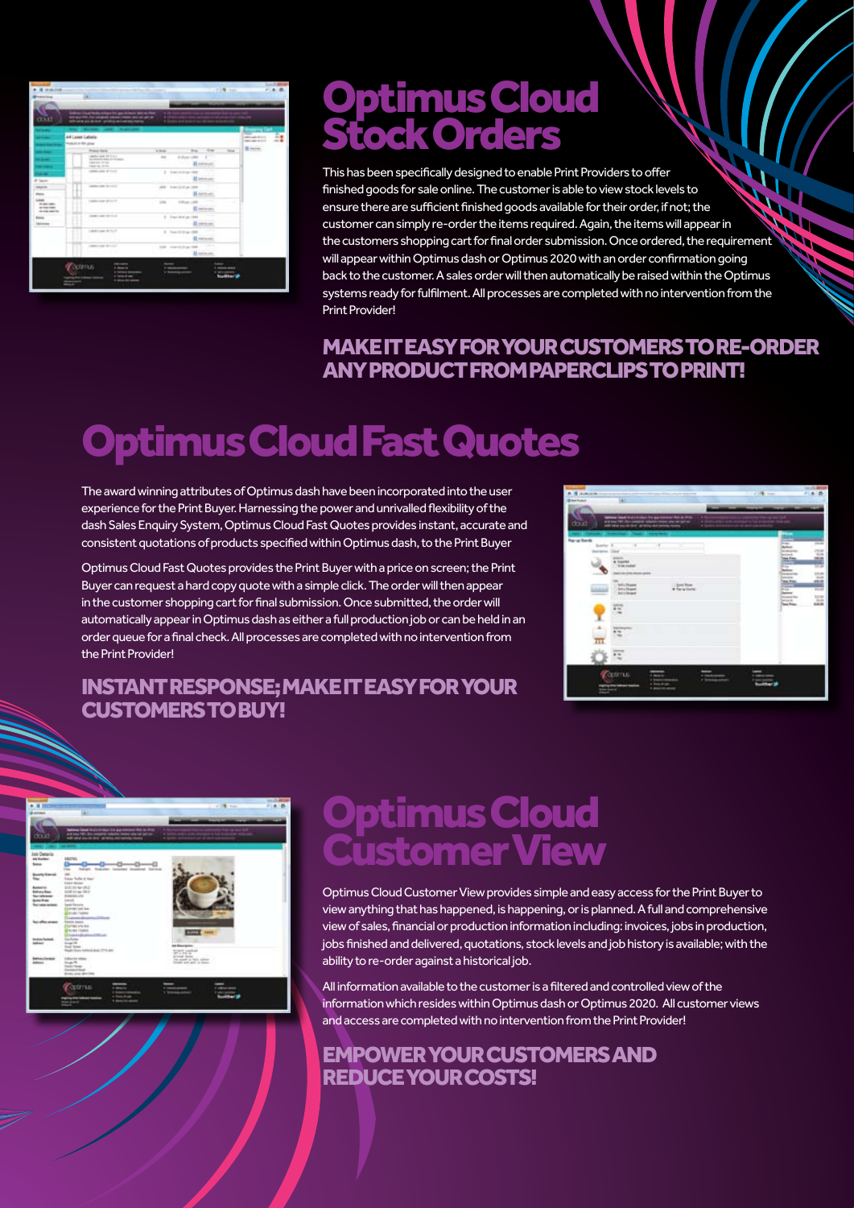# Optimus Cloud Stock Orders

This has been specifically designed to enable Print Providers to offer finished goods for sale online. The customer is able to view stock levels to ensure there are sufficient finished goods available for their order, if not; the customer can simply re-order the items required. Again, the items will appear in the customers shopping cart for final order submission. Once ordered, the requirement will appear within Optimus dash or Optimus 2020 with an order confirmation going back to the customer. A sales order will then automatically be raised within the Optimus systems ready for fulfilment. All processes are completed with no intervention from the Print Provider!

**MAKE IT EASY FOR YOUR CUSTOMERS TO RE-ORDER ANY PRODUCT FROM PAPERCLIPS TO PRINT!**

# Optimus Cloud Fast Quotes

The award winning attributes of Optimus dash have been incorporated into the user experience for the Print Buyer. Harnessing the power and unrivalled flexibility of the dash Sales Enquiry System, Optimus Cloud Fast Quotes provides instant, accurate and consistent quotations of products specified within Optimus dash, to the Print Buyer

Optimus Cloud Fast Quotes provides the Print Buyer with a price on screen; the Print Buyer can request a hard copy quote with a simple click. The order will then appear in the customer shopping cart for final submission. Once submitted, the order will automatically appear in Optimus dash as either a full production job or can be held in an order queue for a final check. All processes are completed with no intervention from the Print Provider!

**INSTANT RESPONSE; MAKE IT EASY FOR YOUR CUSTOMERS TO BUY!**

# Optimus Cloud Customer View

Optimus Cloud Customer View provides simple and easy access for the Print Buyer to view anything that has happened, is happening, or is planned. A full and comprehensive view of sales, financial or production information including: invoices, jobs in production, jobs finished and delivered, quotations, stock levels and job history is available; with the ability to re-order against a historical job.

All information available to the customer is a filtered and controlled view of the information which resides within Optimus dash or Optimus 2020. All customer views and access are completed with no intervention from the Print Provider!

**EMPOWER YOUR CUSTOMERS AND REDUCE YOUR COSTS!**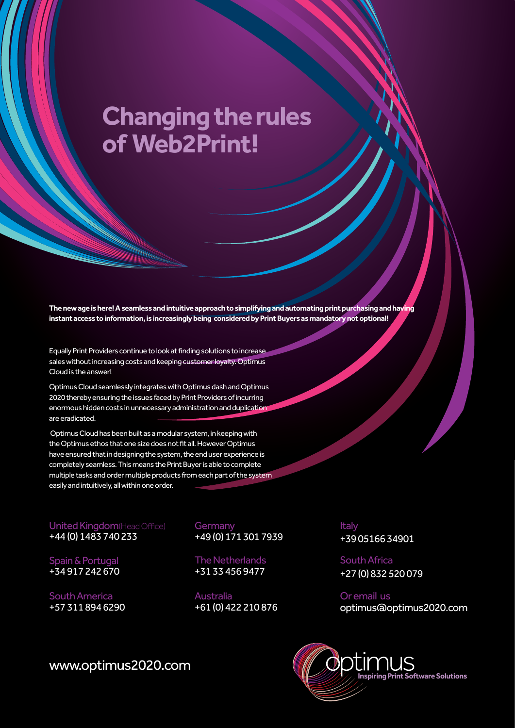# Changing the rules of Web2Print!

**The new age is here! A seamless and intuitive approach to simplifying and automating print purchasing and having instant access to information, is increasingly being considered by Print Buyers as mandatory not optional!**

Equally Print Providers continue to look at finding solutions to increase sales without increasing costs and keeping customer loyalty. Optimus Cloud is the answer!

Optimus Cloud seamlessly integrates with Optimus dash and Optimus 2020 thereby ensuring the issues faced by Print Providers of incurring enormous hidden costs in unnecessary administration and duplication are eradicated.

Optimus Cloud has been built as a modular system, in keeping with the Optimus ethos that one size does not fit all. However Optimus have ensured that in designing the system, the end user experience is completely seamless. This means the Print Buyer is able to complete multiple tasks and order multiple products from each part of the system easily and intuitively, all within one order.

United Kingdom (Head Office)
+44 (0) 1483 740 233

Spain & Portugal
+34 917 242 670

South America
+57 311 894 6290

Germany
+49 (0) 171 301 7939

The Netherlands
+31 33 456 9477

Australia
+61 (0) 422 210 876

Italy
+39 05166 34901

South Africa
+27 (0) 832 520 079

Or email us
optimus@optimus2020.com

www.optimus2020.com

optimus
Inspiring Print Software Solutions